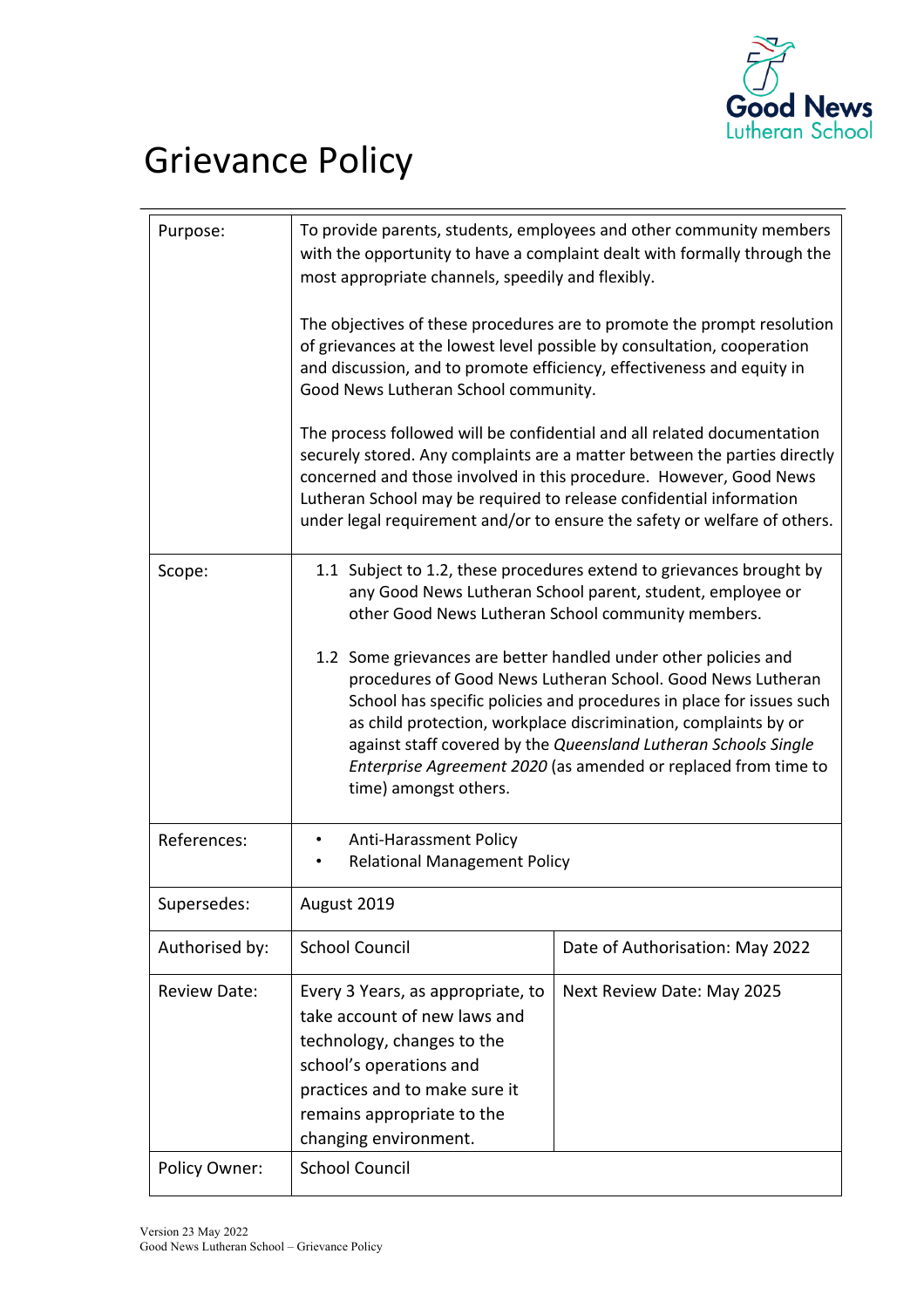# Grievance Policy

| Purpose: | To provide parents, students, employees and other community members with the opportunity to have a complaint dealt with formally through the most appropriate channels, speedily and flexibly.<br><br>The objectives of these procedures are to promote the prompt resolution of grievances at the lowest level possible by consultation, cooperation and discussion, and to promote efficiency, effectiveness and equity in Good News Lutheran School community.<br><br>The process followed will be confidential and all related documentation securely stored. Any complaints are a matter between the parties directly concerned and those involved in this procedure. However, Good News Lutheran School may be required to release confidential information under legal requirement and/or to ensure the safety or welfare of others. | |
|---|---|---|
| Scope: | 1.1 Subject to 1.2, these procedures extend to grievances brought by any Good News Lutheran School parent, student, employee or other Good News Lutheran School community members.<br><br>1.2 Some grievances are better handled under other policies and procedures of Good News Lutheran School. Good News Lutheran School has specific policies and procedures in place for issues such as child protection, workplace discrimination, complaints by or against staff covered by the *Queensland Lutheran Schools Single Enterprise Agreement 2020* (as amended or replaced from time to time) amongst others. | |
| References: | • Anti-Harassment Policy<br>• Relational Management Policy | |
| Supersedes: | August 2019 | |
| Authorised by: | School Council | Date of Authorisation: May 2022 |
| Review Date: | Every 3 Years, as appropriate, to take account of new laws and technology, changes to the school's operations and practices and to make sure it remains appropriate to the changing environment. | Next Review Date: May 2025 |
| Policy Owner: | School Council | |

Version 23 May 2022
Good News Lutheran School – Grievance Policy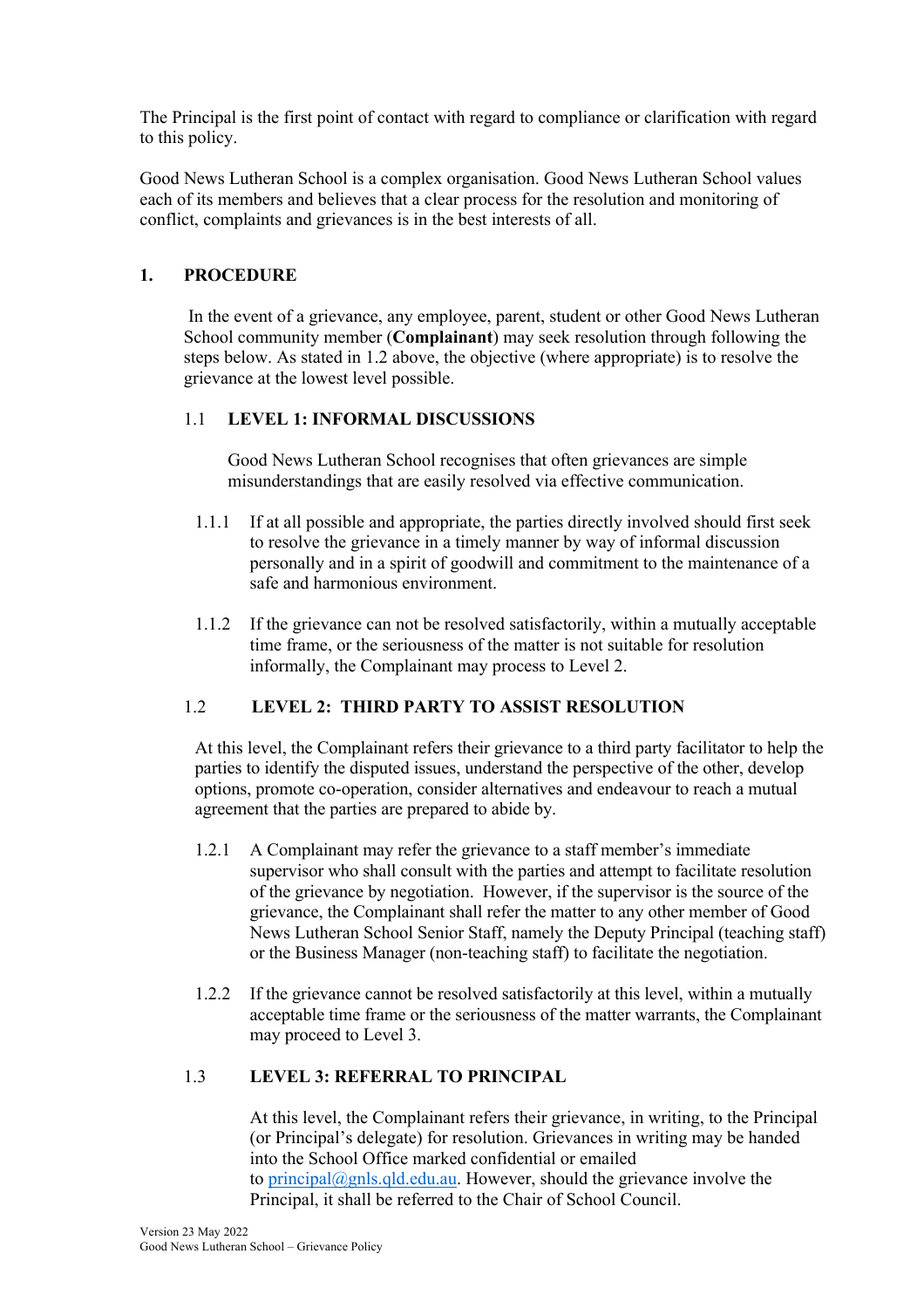The Principal is the first point of contact with regard to compliance or clarification with regard to this policy.

Good News Lutheran School is a complex organisation. Good News Lutheran School values each of its members and believes that a clear process for the resolution and monitoring of conflict, complaints and grievances is in the best interests of all.

## 1. PROCEDURE

In the event of a grievance, any employee, parent, student or other Good News Lutheran School community member (**Complainant**) may seek resolution through following the steps below. As stated in 1.2 above, the objective (where appropriate) is to resolve the grievance at the lowest level possible.

### 1.1 LEVEL 1: INFORMAL DISCUSSIONS

Good News Lutheran School recognises that often grievances are simple misunderstandings that are easily resolved via effective communication.

1.1.1 If at all possible and appropriate, the parties directly involved should first seek to resolve the grievance in a timely manner by way of informal discussion personally and in a spirit of goodwill and commitment to the maintenance of a safe and harmonious environment.

1.1.2 If the grievance can not be resolved satisfactorily, within a mutually acceptable time frame, or the seriousness of the matter is not suitable for resolution informally, the Complainant may process to Level 2.

### 1.2 LEVEL 2: THIRD PARTY TO ASSIST RESOLUTION

At this level, the Complainant refers their grievance to a third party facilitator to help the parties to identify the disputed issues, understand the perspective of the other, develop options, promote co-operation, consider alternatives and endeavour to reach a mutual agreement that the parties are prepared to abide by.

1.2.1 A Complainant may refer the grievance to a staff member's immediate supervisor who shall consult with the parties and attempt to facilitate resolution of the grievance by negotiation. However, if the supervisor is the source of the grievance, the Complainant shall refer the matter to any other member of Good News Lutheran School Senior Staff, namely the Deputy Principal (teaching staff) or the Business Manager (non-teaching staff) to facilitate the negotiation.

1.2.2 If the grievance cannot be resolved satisfactorily at this level, within a mutually acceptable time frame or the seriousness of the matter warrants, the Complainant may proceed to Level 3.

### 1.3 LEVEL 3: REFERRAL TO PRINCIPAL

At this level, the Complainant refers their grievance, in writing, to the Principal (or Principal's delegate) for resolution. Grievances in writing may be handed into the School Office marked confidential or emailed to principal@gnls.qld.edu.au. However, should the grievance involve the Principal, it shall be referred to the Chair of School Council.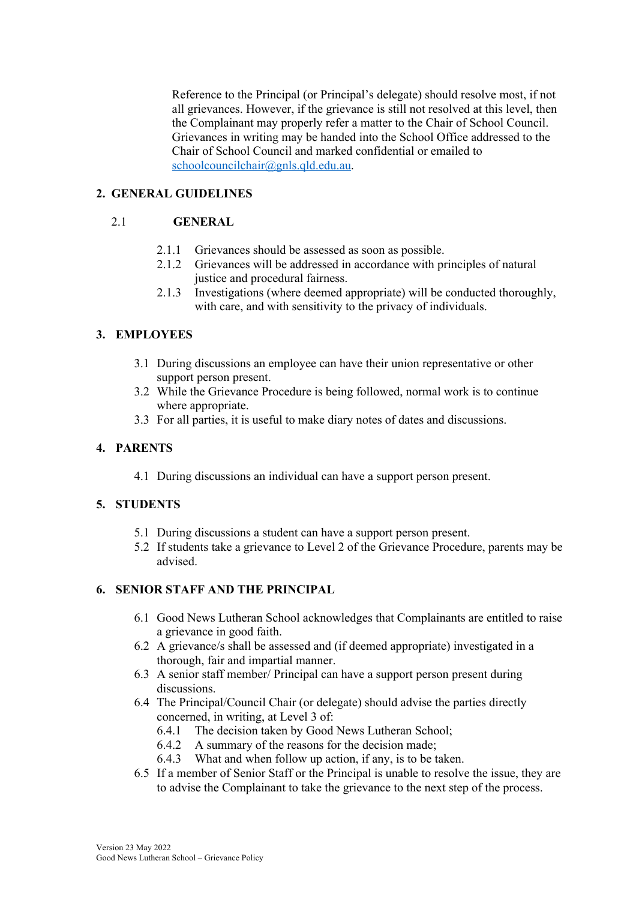Reference to the Principal (or Principal's delegate) should resolve most, if not all grievances. However, if the grievance is still not resolved at this level, then the Complainant may properly refer a matter to the Chair of School Council. Grievances in writing may be handed into the School Office addressed to the Chair of School Council and marked confidential or emailed to schoolcouncilchair@gnls.qld.edu.au.

## 2. GENERAL GUIDELINES

### 2.1 GENERAL

2.1.1 Grievances should be assessed as soon as possible.

2.1.2 Grievances will be addressed in accordance with principles of natural justice and procedural fairness.

2.1.3 Investigations (where deemed appropriate) will be conducted thoroughly, with care, and with sensitivity to the privacy of individuals.

## 3. EMPLOYEES

3.1 During discussions an employee can have their union representative or other support person present.

3.2 While the Grievance Procedure is being followed, normal work is to continue where appropriate.

3.3 For all parties, it is useful to make diary notes of dates and discussions.

## 4. PARENTS

4.1 During discussions an individual can have a support person present.

## 5. STUDENTS

5.1 During discussions a student can have a support person present.

5.2 If students take a grievance to Level 2 of the Grievance Procedure, parents may be advised.

## 6. SENIOR STAFF AND THE PRINCIPAL

6.1 Good News Lutheran School acknowledges that Complainants are entitled to raise a grievance in good faith.

6.2 A grievance/s shall be assessed and (if deemed appropriate) investigated in a thorough, fair and impartial manner.

6.3 A senior staff member/ Principal can have a support person present during discussions.

6.4 The Principal/Council Chair (or delegate) should advise the parties directly concerned, in writing, at Level 3 of:

6.4.1 The decision taken by Good News Lutheran School;

6.4.2 A summary of the reasons for the decision made;

6.4.3 What and when follow up action, if any, is to be taken.

6.5 If a member of Senior Staff or the Principal is unable to resolve the issue, they are to advise the Complainant to take the grievance to the next step of the process.